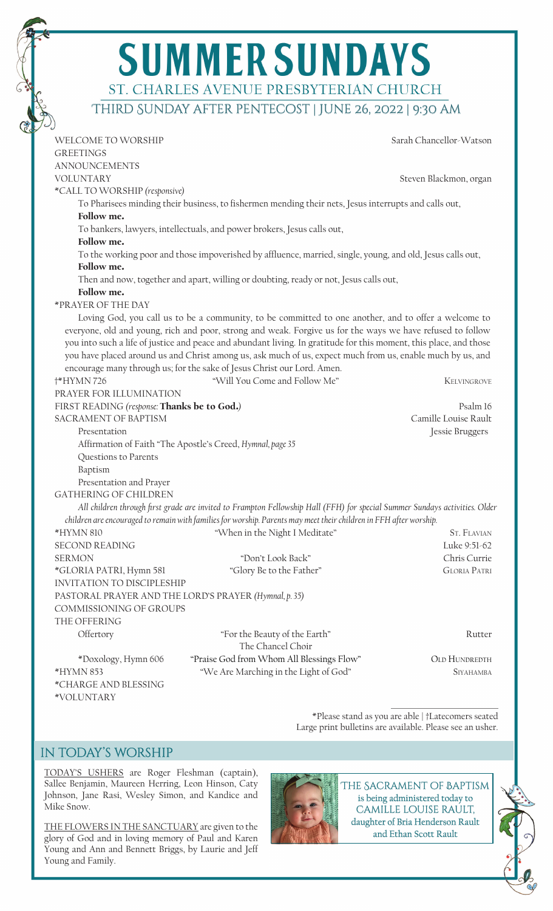# SUMMER SUNDAYS

## ST. CHARLES AVENUE PRESBYTERIAN CHURCH

### THIRD SUNDAY AFTER PENTECOST | JUNE 26, 2022 | 9:30 AM

WELCOME TO WORSHIP — Sarah Chancellor-Watson

GREETINGS

ANNOUNCEMENTS

VOLUNTARY — Steven Blackmon, organ

*CALL TO WORSHIP *(responsive)*

To Pharisees minding their business, to fishermen mending their nets, Jesus interrupts and calls out,

**Follow me.**

To bankers, lawyers, intellectuals, and power brokers, Jesus calls out,

**Follow me.**

To the working poor and those impoverished by affluence, married, single, young, and old, Jesus calls out,

**Follow me.**

Then and now, together and apart, willing or doubting, ready or not, Jesus calls out,

**Follow me.**

*PRAYER OF THE DAY

Loving God, you call us to be a community, to be committed to one another, and to offer a welcome to everyone, old and young, rich and poor, strong and weak. Forgive us for the ways we have refused to follow you into such a life of justice and peace and abundant living. In gratitude for this moment, this place, and those you have placed around us and Christ among us, ask much of us, expect much from us, enable much by us, and encourage many through us; for the sake of Jesus Christ our Lord. Amen.

†*HYMN 726 — "Will You Come and Follow Me" — KELVINGROVE

PRAYER FOR ILLUMINATION

FIRST READING *(response:* **Thanks be to God.***)* — Psalm 16

SACRAMENT OF BAPTISM — Camille Louise Rault

- Presentation — Jessie Bruggers
- Affirmation of Faith "The Apostle's Creed, *Hymnal, page 35*
- Questions to Parents
- Baptism
- Presentation and Prayer

GATHERING OF CHILDREN

*All children through first grade are invited to Frampton Fellowship Hall (FFH) for special Summer Sundays activities. Older children are encouraged to remain with families for worship. Parents may meet their children in FFH after worship.*

*HYMN 810 — "When in the Night I Meditate" — ST. FLAVIAN

SECOND READING — Luke 9:51-62

SERMON — "Don't Look Back" — Chris Currie

*GLORIA PATRI, Hymn 581 — "Glory Be to the Father" — GLORIA PATRI

INVITATION TO DISCIPLESHIP

PASTORAL PRAYER AND THE LORD'S PRAYER *(Hymnal, p. 35)*

COMMISSIONING OF GROUPS

THE OFFERING

- Offertory — "For the Beauty of the Earth" — Rutter
  The Chancel Choir
- *Doxology, Hymn 606 — "Praise God from Whom All Blessings Flow" — OLD HUNDREDTH

*HYMN 853 — "We Are Marching in the Light of God" — SIYAHAMBA

*CHARGE AND BLESSING

*VOLUNTARY

*Please stand as you are able | †Latecomers seated
Large print bulletins are available. Please see an usher.

## IN TODAY'S WORSHIP

TODAY'S USHERS are Roger Fleshman (captain), Sallee Benjamin, Maureen Herring, Leon Hinson, Caty Johnson, Jane Rasi, Wesley Simon, and Kandice and Mike Snow.

THE FLOWERS IN THE SANCTUARY are given to the glory of God and in loving memory of Paul and Karen Young and Ann and Bennett Briggs, by Laurie and Jeff Young and Family.

THE SACRAMENT OF BAPTISM is being administered today to CAMILLE LOUISE RAULT, daughter of Bria Henderson Rault and Ethan Scott Rault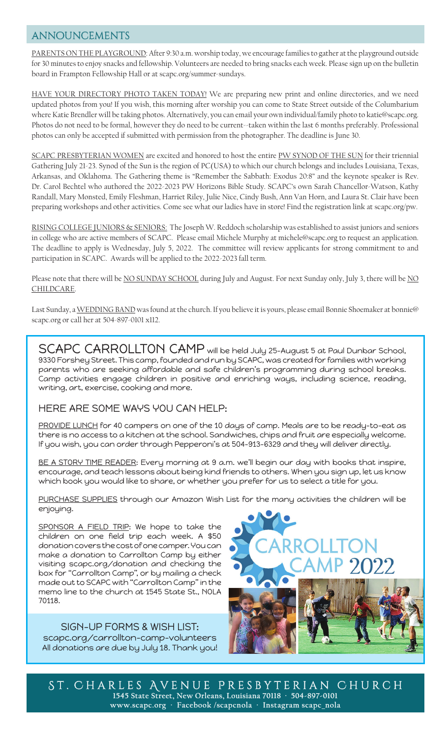## ANNOUNCEMENTS

PARENTS ON THE PLAYGROUND: After 9:30 a.m. worship today, we encourage families to gather at the playground outside for 30 minutes to enjoy snacks and fellowship. Volunteers are needed to bring snacks each week. Please sign up on the bulletin board in Frampton Fellowship Hall or at scapc.org/summer-sundays.

HAVE YOUR DIRECTORY PHOTO TAKEN TODAY! We are preparing new print and online directories, and we need updated photos from you! If you wish, this morning after worship you can come to State Street outside of the Columbarium where Katie Brendler will be taking photos. Alternatively, you can email your own individual/family photo to katie@scapc.org. Photos do not need to be formal, however they do need to be current--taken within the last 6 months preferably. Professional photos can only be accepted if submitted with permission from the photographer. The deadline is June 30.

SCAPC PRESBYTERIAN WOMEN are excited and honored to host the entire PW SYNOD OF THE SUN for their triennial Gathering July 21-23. Synod of the Sun is the region of PC(USA) to which our church belongs and includes Louisiana, Texas, Arkansas, and Oklahoma. The Gathering theme is "Remember the Sabbath: Exodus 20:8" and the keynote speaker is Rev. Dr. Carol Bechtel who authored the 2022-2023 PW Horizons Bible Study. SCAPC's own Sarah Chancellor-Watson, Kathy Randall, Mary Monsted, Emily Fleshman, Harriet Riley, Julie Nice, Cindy Bush, Ann Van Horn, and Laura St. Clair have been preparing workshops and other activities. Come see what our ladies have in store! Find the registration link at scapc.org/pw.

RISING COLLEGE JUNIORS & SENIORS: The Joseph W. Reddoch scholarship was established to assist juniors and seniors in college who are active members of SCAPC. Please email Michele Murphy at michele@scapc.org to request an application. The deadline to apply is Wednesday, July 5, 2022. The committee will review applicants for strong commitment to and participation in SCAPC. Awards will be applied to the 2022-2023 fall term.

Please note that there will be NO SUNDAY SCHOOL during July and August. For next Sunday only, July 3, there will be NO CHILDCARE.

Last Sunday, a WEDDING BAND was found at the church. If you believe it is yours, please email Bonnie Shoemaker at bonnie@scapc.org or call her at 504-897-0101 x112.

**SCAPC CARROLLTON CAMP** will be held July 25-August 5 at Paul Dunbar School, 9330 Forshey Street. This camp, founded and run by SCAPC, was created for families with working parents who are seeking affordable and safe children's programming during school breaks. Camp activities engage children in positive and enriching ways, including science, reading, writing, art, exercise, cooking and more.

### HERE ARE SOME WAYS YOU CAN HELP:

PROVIDE LUNCH for 40 campers on one of the 10 days of camp. Meals are to be ready-to-eat as there is no access to a kitchen at the school. Sandwiches, chips and fruit are especially welcome. If you wish, you can order through Pepperoni's at 504-913-6329 and they will deliver directly.

BE A STORY TIME READER: Every morning at 9 a.m. we'll begin our day with books that inspire, encourage, and teach lessons about being kind friends to others. When you sign up, let us know which book you would like to share, or whether you prefer for us to select a title for you.

PURCHASE SUPPLIES through our Amazon Wish List for the many activities the children will be enjoying.

SPONSOR A FIELD TRIP: We hope to take the children on one field trip each week. A $50 donation covers the cost of one camper. You can make a donation to Carrollton Camp by either visiting scapc.org/donation and checking the box for "Carrollton Camp", or by mailing a check made out to SCAPC with "Carrollton Camp" in the memo line to the church at 1545 State St., NOLA 70118.

CARROLLTON CAMP 2022

SIGN-UP FORMS & WISH LIST:
scapc.org/carrollton-camp-volunteers
All donations are due by July 18. Thank you!

ST. CHARLES AVENUE PRESBYTERIAN CHURCH
1545 State Street, New Orleans, Louisiana 70118 · 504-897-0101
www.scapc.org · Facebook /scapcnola · Instagram scapc_nola